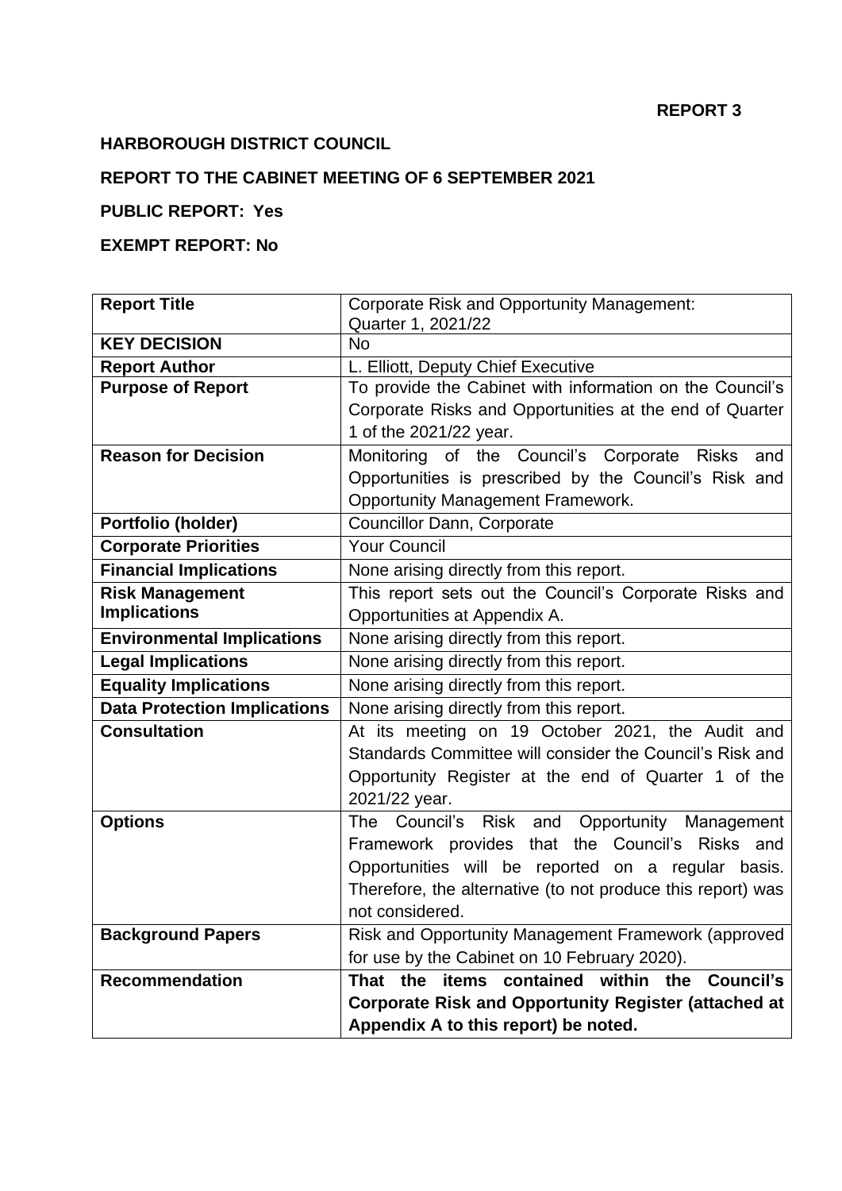**REPORT 3**

**HARBOROUGH DISTRICT COUNCIL**

**REPORT TO THE CABINET MEETING OF 6 SEPTEMBER 2021**

**PUBLIC REPORT: Yes**

**EXEMPT REPORT: No**

| **Report Title** | Corporate Risk and Opportunity Management: Quarter 1, 2021/22 |
|---|---|
| **KEY DECISION** | No |
| **Report Author** | L. Elliott, Deputy Chief Executive |
| **Purpose of Report** | To provide the Cabinet with information on the Council's Corporate Risks and Opportunities at the end of Quarter 1 of the 2021/22 year. |
| **Reason for Decision** | Monitoring of the Council's Corporate Risks and Opportunities is prescribed by the Council's Risk and Opportunity Management Framework. |
| **Portfolio (holder)** | Councillor Dann, Corporate |
| **Corporate Priorities** | Your Council |
| **Financial Implications** | None arising directly from this report. |
| **Risk Management Implications** | This report sets out the Council's Corporate Risks and Opportunities at Appendix A. |
| **Environmental Implications** | None arising directly from this report. |
| **Legal Implications** | None arising directly from this report. |
| **Equality Implications** | None arising directly from this report. |
| **Data Protection Implications** | None arising directly from this report. |
| **Consultation** | At its meeting on 19 October 2021, the Audit and Standards Committee will consider the Council's Risk and Opportunity Register at the end of Quarter 1 of the 2021/22 year. |
| **Options** | The Council's Risk and Opportunity Management Framework provides that the Council's Risks and Opportunities will be reported on a regular basis. Therefore, the alternative (to not produce this report) was not considered. |
| **Background Papers** | Risk and Opportunity Management Framework (approved for use by the Cabinet on 10 February 2020). |
| **Recommendation** | **That the items contained within the Council's Corporate Risk and Opportunity Register (attached at Appendix A to this report) be noted.** |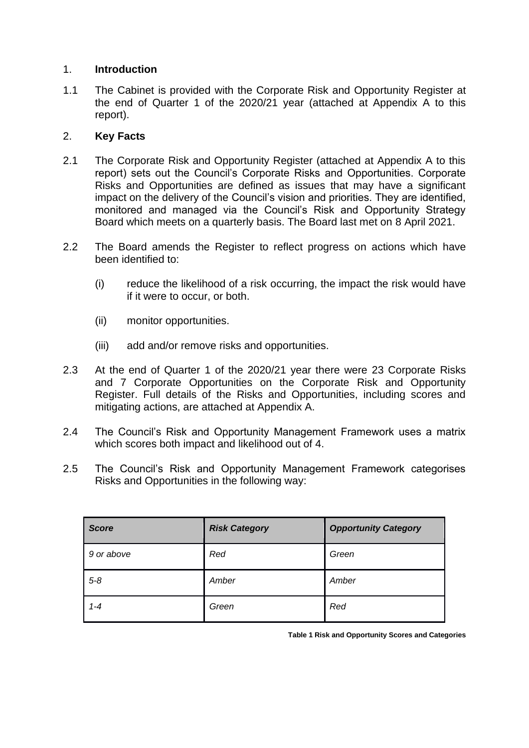## 1. **Introduction**

1.1 The Cabinet is provided with the Corporate Risk and Opportunity Register at the end of Quarter 1 of the 2020/21 year (attached at Appendix A to this report).

## 2. **Key Facts**

2.1 The Corporate Risk and Opportunity Register (attached at Appendix A to this report) sets out the Council's Corporate Risks and Opportunities. Corporate Risks and Opportunities are defined as issues that may have a significant impact on the delivery of the Council's vision and priorities. They are identified, monitored and managed via the Council's Risk and Opportunity Strategy Board which meets on a quarterly basis. The Board last met on 8 April 2021.

2.2 The Board amends the Register to reflect progress on actions which have been identified to:

(i) reduce the likelihood of a risk occurring, the impact the risk would have if it were to occur, or both.

(ii) monitor opportunities.

(iii) add and/or remove risks and opportunities.

2.3 At the end of Quarter 1 of the 2020/21 year there were 23 Corporate Risks and 7 Corporate Opportunities on the Corporate Risk and Opportunity Register. Full details of the Risks and Opportunities, including scores and mitigating actions, are attached at Appendix A.

2.4 The Council's Risk and Opportunity Management Framework uses a matrix which scores both impact and likelihood out of 4.

2.5 The Council's Risk and Opportunity Management Framework categorises Risks and Opportunities in the following way:

| *Score* | *Risk Category* | *Opportunity Category* |
|---|---|---|
| *9 or above* | *Red* | *Green* |
| *5-8* | *Amber* | *Amber* |
| *1-4* | *Green* | *Red* |

**Table 1 Risk and Opportunity Scores and Categories**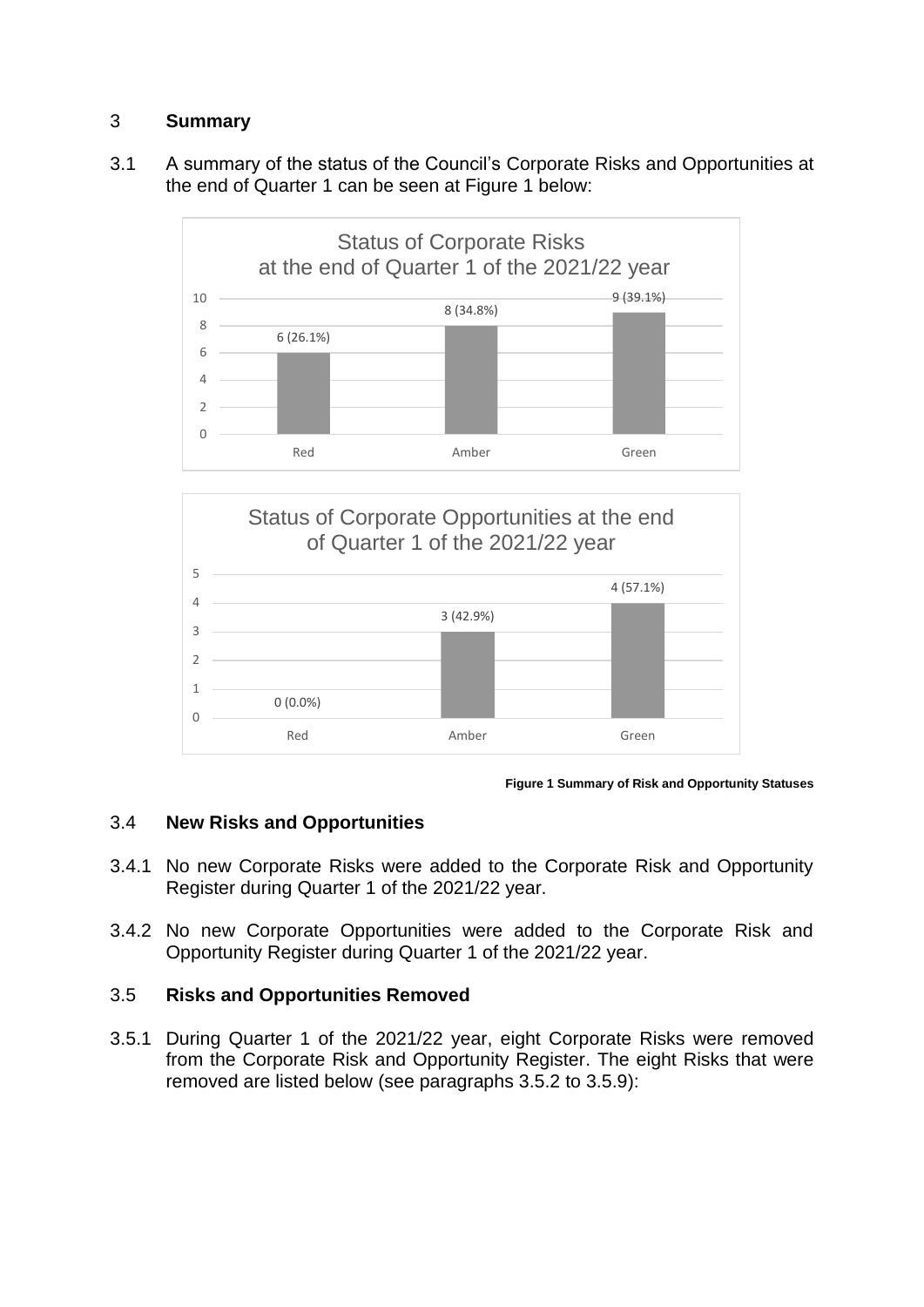## 3 **Summary**

3.1 A summary of the status of the Council's Corporate Risks and Opportunities at the end of Quarter 1 can be seen at Figure 1 below:

**Status of Corporate Risks at the end of Quarter 1 of the 2021/22 year**

| Status | Number (%) |
|---|---|
| Red | 6 (26.1%) |
| Amber | 8 (34.8%) |
| Green | 9 (39.1%) |

**Status of Corporate Opportunities at the end of Quarter 1 of the 2021/22 year**

| Status | Number (%) |
|---|---|
| Red | 0 (0.0%) |
| Amber | 3 (42.9%) |
| Green | 4 (57.1%) |

**Figure 1 Summary of Risk and Opportunity Statuses**

### 3.4 **New Risks and Opportunities**

3.4.1 No new Corporate Risks were added to the Corporate Risk and Opportunity Register during Quarter 1 of the 2021/22 year.

3.4.2 No new Corporate Opportunities were added to the Corporate Risk and Opportunity Register during Quarter 1 of the 2021/22 year.

### 3.5 **Risks and Opportunities Removed**

3.5.1 During Quarter 1 of the 2021/22 year, eight Corporate Risks were removed from the Corporate Risk and Opportunity Register. The eight Risks that were removed are listed below (see paragraphs 3.5.2 to 3.5.9):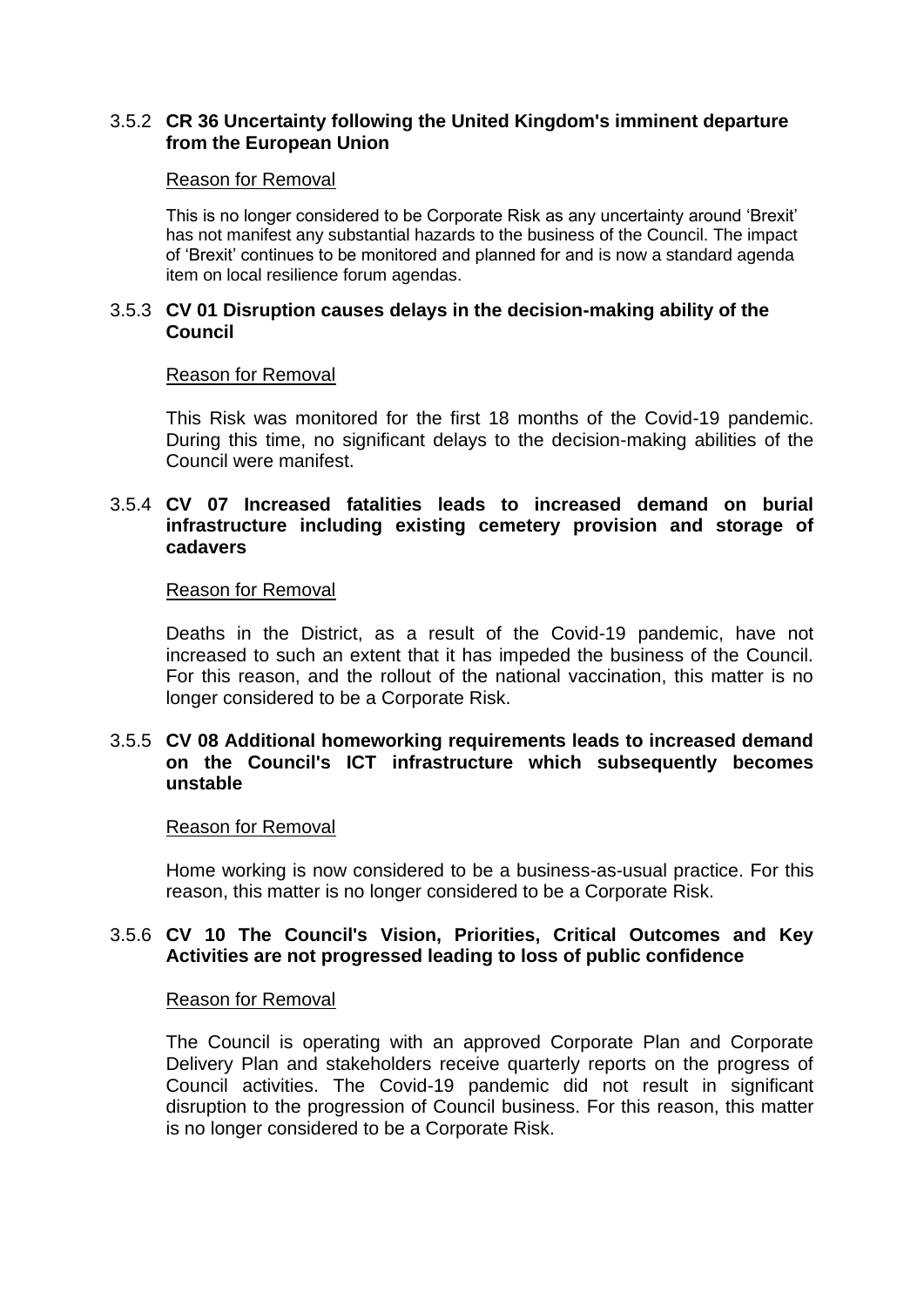### 3.5.2 CR 36 Uncertainty following the United Kingdom's imminent departure from the European Union

Reason for Removal

This is no longer considered to be Corporate Risk as any uncertainty around 'Brexit' has not manifest any substantial hazards to the business of the Council. The impact of 'Brexit' continues to be monitored and planned for and is now a standard agenda item on local resilience forum agendas.

### 3.5.3 CV 01 Disruption causes delays in the decision-making ability of the Council

Reason for Removal

This Risk was monitored for the first 18 months of the Covid-19 pandemic. During this time, no significant delays to the decision-making abilities of the Council were manifest.

### 3.5.4 CV 07 Increased fatalities leads to increased demand on burial infrastructure including existing cemetery provision and storage of cadavers

Reason for Removal

Deaths in the District, as a result of the Covid-19 pandemic, have not increased to such an extent that it has impeded the business of the Council. For this reason, and the rollout of the national vaccination, this matter is no longer considered to be a Corporate Risk.

### 3.5.5 CV 08 Additional homeworking requirements leads to increased demand on the Council's ICT infrastructure which subsequently becomes unstable

Reason for Removal

Home working is now considered to be a business-as-usual practice. For this reason, this matter is no longer considered to be a Corporate Risk.

### 3.5.6 CV 10 The Council's Vision, Priorities, Critical Outcomes and Key Activities are not progressed leading to loss of public confidence

Reason for Removal

The Council is operating with an approved Corporate Plan and Corporate Delivery Plan and stakeholders receive quarterly reports on the progress of Council activities. The Covid-19 pandemic did not result in significant disruption to the progression of Council business. For this reason, this matter is no longer considered to be a Corporate Risk.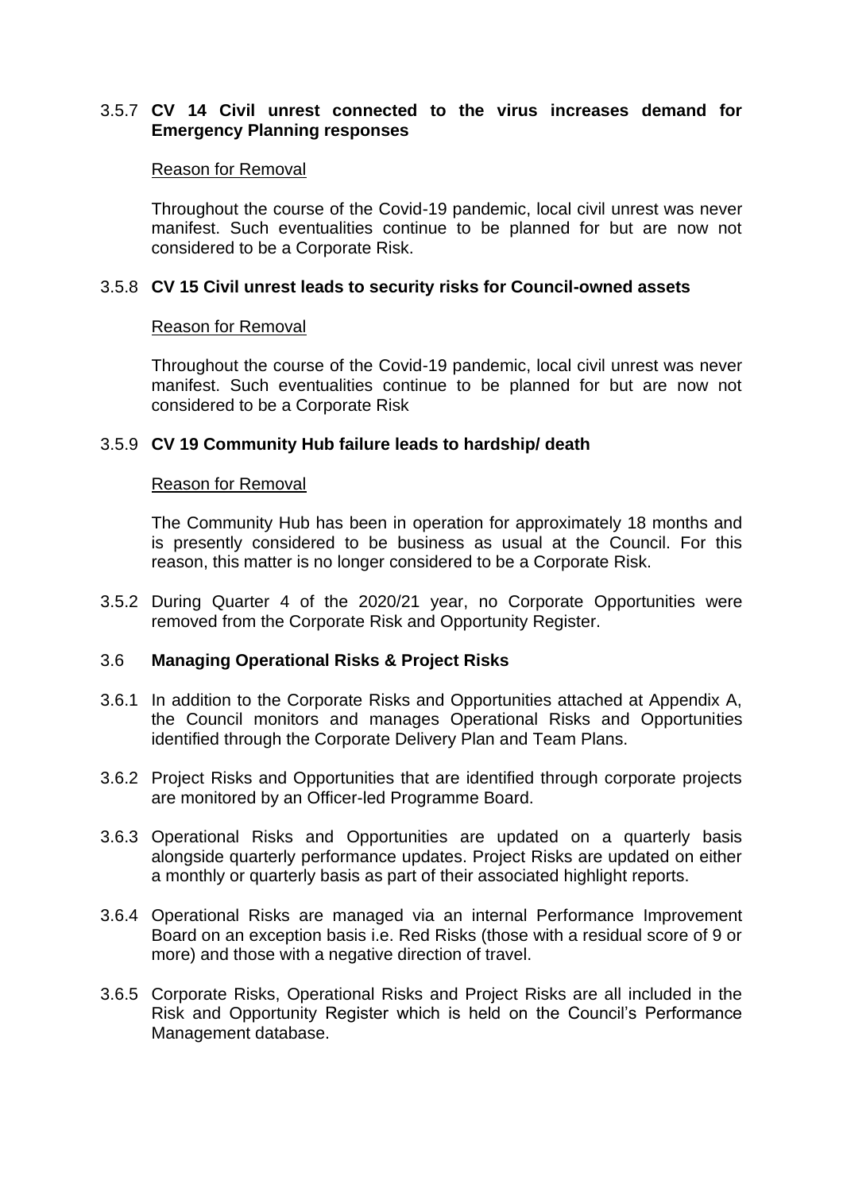#### 3.5.7 **CV 14 Civil unrest connected to the virus increases demand for Emergency Planning responses**

Reason for Removal

Throughout the course of the Covid-19 pandemic, local civil unrest was never manifest. Such eventualities continue to be planned for but are now not considered to be a Corporate Risk.

#### 3.5.8 **CV 15 Civil unrest leads to security risks for Council-owned assets**

Reason for Removal

Throughout the course of the Covid-19 pandemic, local civil unrest was never manifest. Such eventualities continue to be planned for but are now not considered to be a Corporate Risk

#### 3.5.9 **CV 19 Community Hub failure leads to hardship/ death**

Reason for Removal

The Community Hub has been in operation for approximately 18 months and is presently considered to be business as usual at the Council. For this reason, this matter is no longer considered to be a Corporate Risk.

3.5.2 During Quarter 4 of the 2020/21 year, no Corporate Opportunities were removed from the Corporate Risk and Opportunity Register.

### 3.6 **Managing Operational Risks & Project Risks**

3.6.1 In addition to the Corporate Risks and Opportunities attached at Appendix A, the Council monitors and manages Operational Risks and Opportunities identified through the Corporate Delivery Plan and Team Plans.

3.6.2 Project Risks and Opportunities that are identified through corporate projects are monitored by an Officer-led Programme Board.

3.6.3 Operational Risks and Opportunities are updated on a quarterly basis alongside quarterly performance updates. Project Risks are updated on either a monthly or quarterly basis as part of their associated highlight reports.

3.6.4 Operational Risks are managed via an internal Performance Improvement Board on an exception basis i.e. Red Risks (those with a residual score of 9 or more) and those with a negative direction of travel.

3.6.5 Corporate Risks, Operational Risks and Project Risks are all included in the Risk and Opportunity Register which is held on the Council's Performance Management database.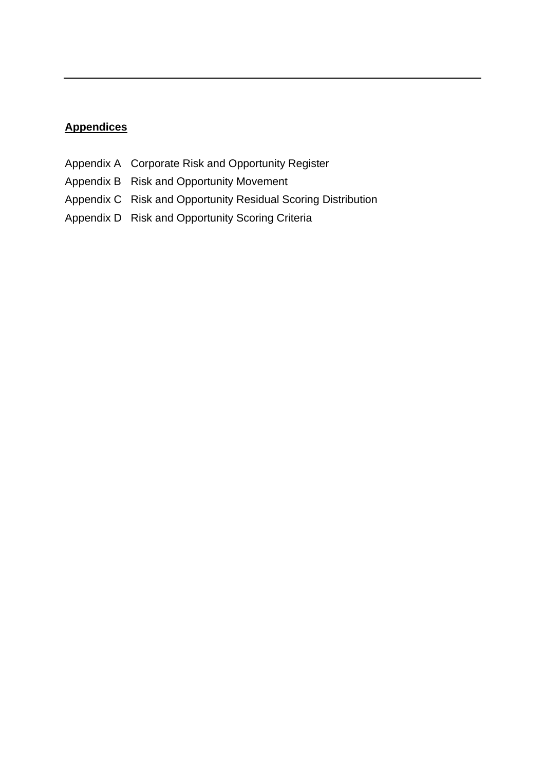**Appendices**

Appendix A   Corporate Risk and Opportunity Register

Appendix B   Risk and Opportunity Movement

Appendix C   Risk and Opportunity Residual Scoring Distribution

Appendix D   Risk and Opportunity Scoring Criteria